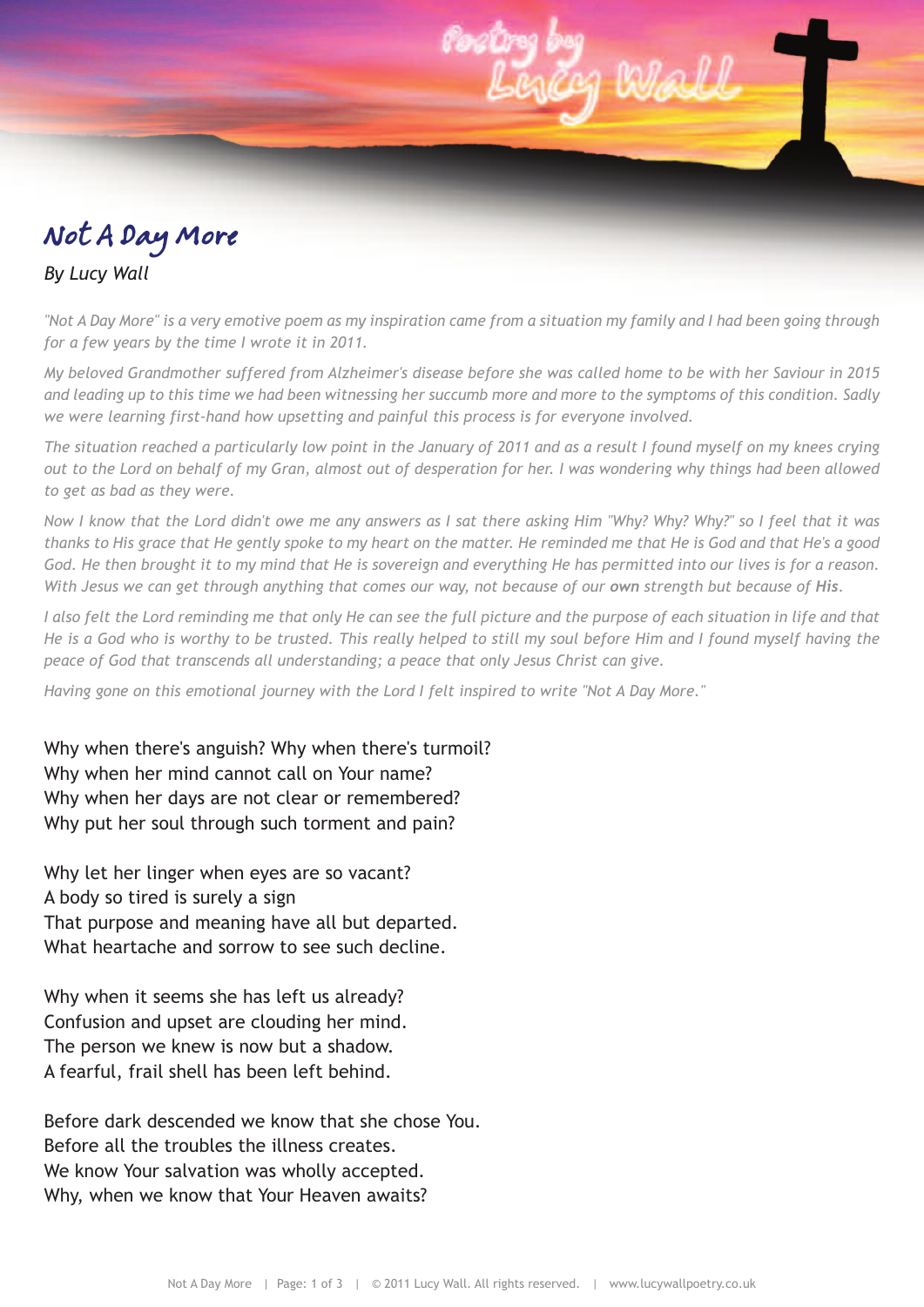# Not A Day More

*By Lucy Wall*

*"Not A Day More" is a very emotive poem as my inspiration came from a situation my family and I had been going through for a few years by the time I wrote it in 2011.*

*My beloved Grandmother suffered from Alzheimer's disease before she was called home to be with her Saviour in 2015 and leading up to this time we had been witnessing her succumb more and more to the symptoms of this condition. Sadly we were learning first-hand how upsetting and painful this process is for everyone involved.*

*The situation reached a particularly low point in the January of 2011 and as a result I found myself on my knees crying out to the Lord on behalf of my Gran, almost out of desperation for her. I was wondering why things had been allowed to get as bad as they were.*

*Now I know that the Lord didn't owe me any answers as I sat there asking Him "Why? Why? Why?" so I feel that it was thanks to His grace that He gently spoke to my heart on the matter. He reminded me that He is God and that He's a good God. He then brought it to my mind that He is sovereign and everything He has permitted into our lives is for a reason. With Jesus we can get through anything that comes our way, not because of our **own** strength but because of **His**.*

*I also felt the Lord reminding me that only He can see the full picture and the purpose of each situation in life and that He is a God who is worthy to be trusted. This really helped to still my soul before Him and I found myself having the peace of God that transcends all understanding; a peace that only Jesus Christ can give.*

*Having gone on this emotional journey with the Lord I felt inspired to write "Not A Day More."*

Why when there's anguish? Why when there's turmoil?
Why when her mind cannot call on Your name?
Why when her days are not clear or remembered?
Why put her soul through such torment and pain?

Why let her linger when eyes are so vacant?
A body so tired is surely a sign
That purpose and meaning have all but departed.
What heartache and sorrow to see such decline.

Why when it seems she has left us already?
Confusion and upset are clouding her mind.
The person we knew is now but a shadow.
A fearful, frail shell has been left behind.

Before dark descended we know that she chose You.
Before all the troubles the illness creates.
We know Your salvation was wholly accepted.
Why, when we know that Your Heaven awaits?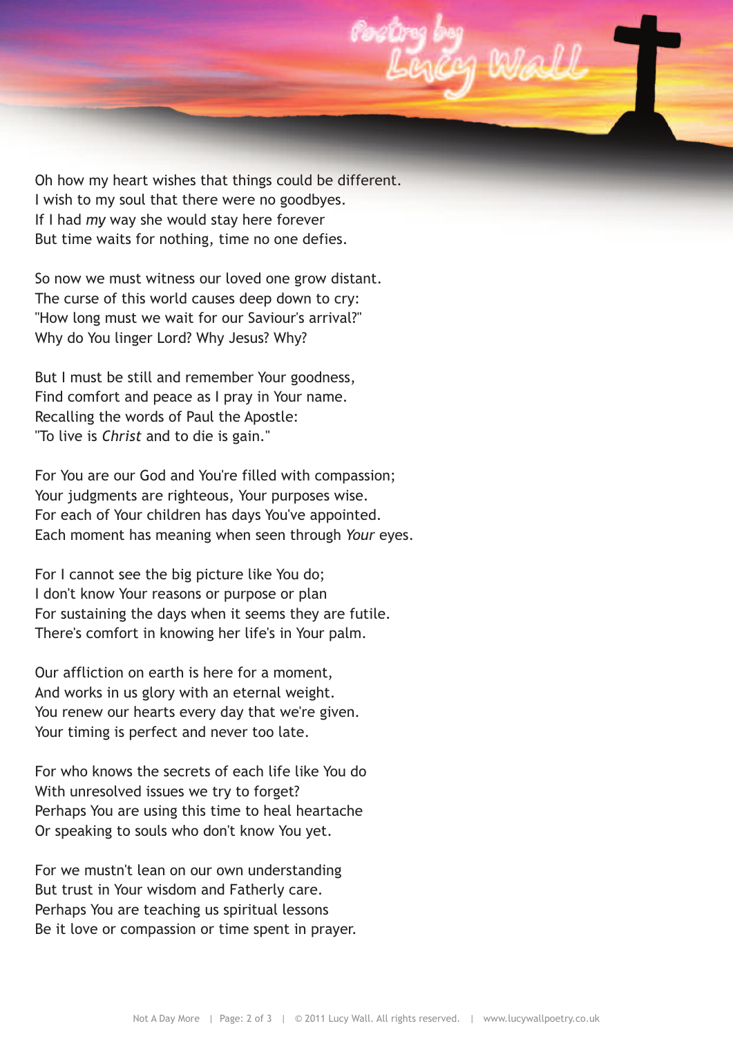Oh how my heart wishes that things could be different.
I wish to my soul that there were no goodbyes.
If I had *my* way she would stay here forever
But time waits for nothing, time no one defies.

So now we must witness our loved one grow distant.
The curse of this world causes deep down to cry:
"How long must we wait for our Saviour's arrival?"
Why do You linger Lord? Why Jesus? Why?

But I must be still and remember Your goodness,
Find comfort and peace as I pray in Your name.
Recalling the words of Paul the Apostle:
"To live is *Christ* and to die is gain."

For You are our God and You're filled with compassion;
Your judgments are righteous, Your purposes wise.
For each of Your children has days You've appointed.
Each moment has meaning when seen through *Your* eyes.

For I cannot see the big picture like You do;
I don't know Your reasons or purpose or plan
For sustaining the days when it seems they are futile.
There's comfort in knowing her life's in Your palm.

Our affliction on earth is here for a moment,
And works in us glory with an eternal weight.
You renew our hearts every day that we're given.
Your timing is perfect and never too late.

For who knows the secrets of each life like You do
With unresolved issues we try to forget?
Perhaps You are using this time to heal heartache
Or speaking to souls who don't know You yet.

For we mustn't lean on our own understanding
But trust in Your wisdom and Fatherly care.
Perhaps You are teaching us spiritual lessons
Be it love or compassion or time spent in prayer.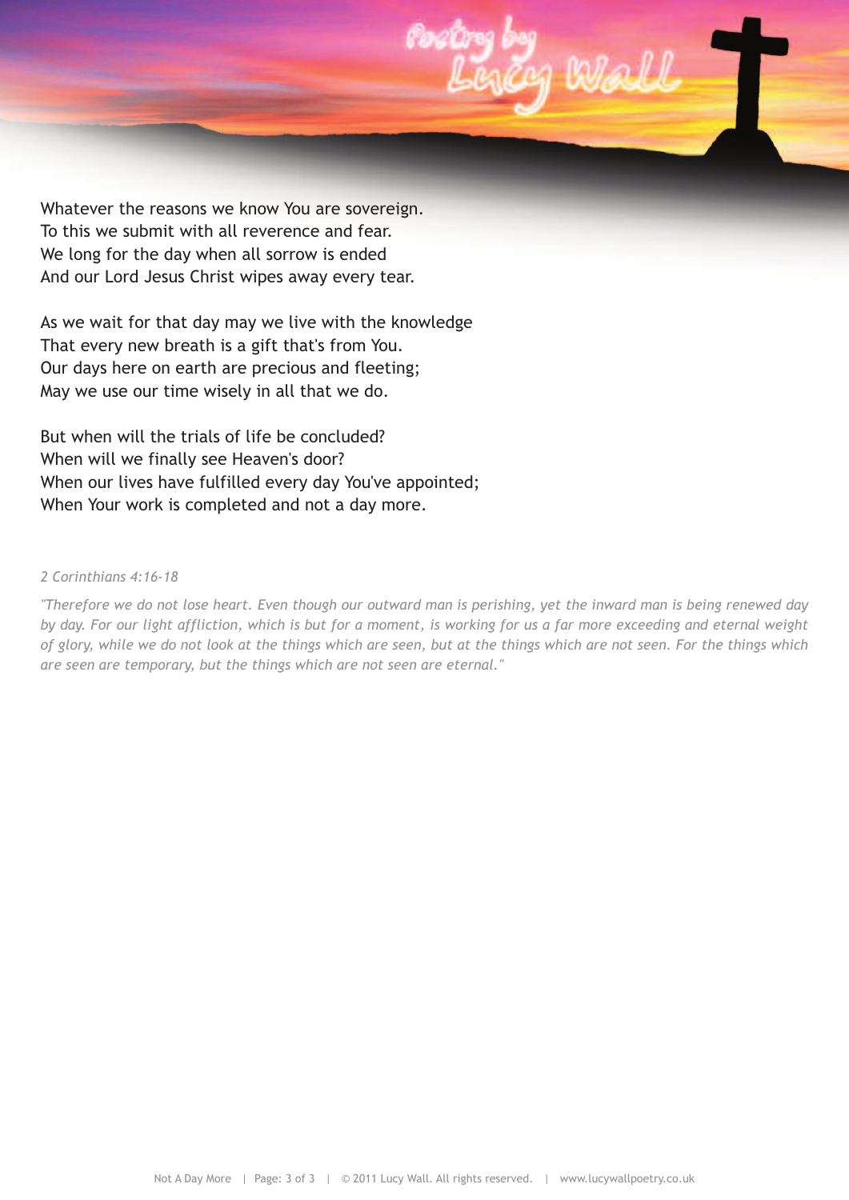Whatever the reasons we know You are sovereign.
To this we submit with all reverence and fear.
We long for the day when all sorrow is ended
And our Lord Jesus Christ wipes away every tear.

As we wait for that day may we live with the knowledge
That every new breath is a gift that's from You.
Our days here on earth are precious and fleeting;
May we use our time wisely in all that we do.

But when will the trials of life be concluded?
When will we finally see Heaven's door?
When our lives have fulfilled every day You've appointed;
When Your work is completed and not a day more.

*2 Corinthians 4:16-18*

*"Therefore we do not lose heart. Even though our outward man is perishing, yet the inward man is being renewed day by day. For our light affliction, which is but for a moment, is working for us a far more exceeding and eternal weight of glory, while we do not look at the things which are seen, but at the things which are not seen. For the things which are seen are temporary, but the things which are not seen are eternal."*